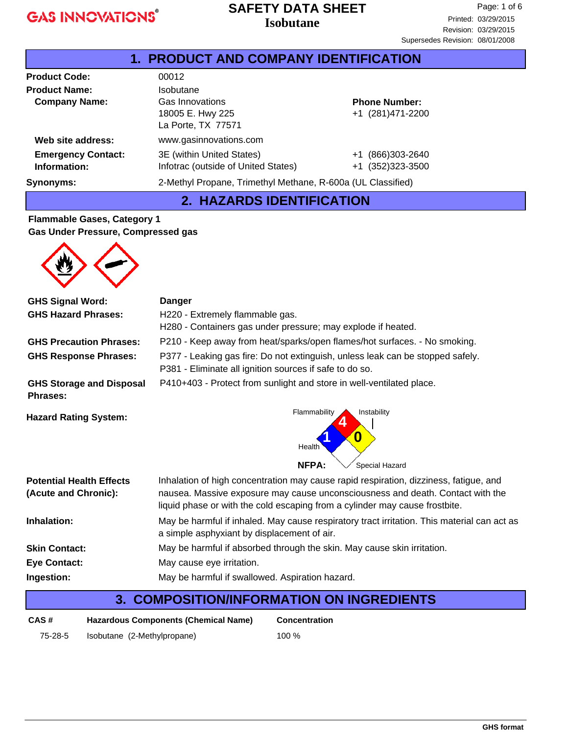GAS INNOVATIONS®

# SAFETY DATA SHEET
## Isobutane

Printed: 03/29/2015
Revision: 03/29/2015
Supersedes Revision: 08/01/2008

## 1. PRODUCT AND COMPANY IDENTIFICATION

| | | |
|---|---|---|
| **Product Code:** | 00012 | |
| **Product Name:** | Isobutane | |
| **Company Name:** | Gas Innovations<br>18005 E. Hwy 225<br>La Porte, TX 77571 | **Phone Number:**<br>+1 (281)471-2200 |
| **Web site address:** | www.gasinnovations.com | |
| **Emergency Contact: Information:** | 3E (within United States)<br>Infotrac (outside of United States) | +1 (866)303-2640<br>+1 (352)323-3500 |
| **Synonyms:** | 2-Methyl Propane, Trimethyl Methane, R-600a (UL Classified) | |

## 2. HAZARDS IDENTIFICATION

**Flammable Gases, Category 1**
**Gas Under Pressure, Compressed gas**

| | |
|---|---|
| **GHS Signal Word:** | **Danger** |
| **GHS Hazard Phrases:** | H220 - Extremely flammable gas.<br>H280 - Containers gas under pressure; may explode if heated. |
| **GHS Precaution Phrases:** | P210 - Keep away from heat/sparks/open flames/hot surfaces. - No smoking. |
| **GHS Response Phrases:** | P377 - Leaking gas fire: Do not extinguish, unless leak can be stopped safely.<br>P381 - Eliminate all ignition sources if safe to do so. |
| **GHS Storage and Disposal Phrases:** | P410+403 - Protect from sunlight and store in well-ventilated place. |
| **Hazard Rating System:** | NFPA: Flammability 4, Health 1, Instability 0, Special Hazard |
| **Potential Health Effects (Acute and Chronic):** | Inhalation of high concentration may cause rapid respiration, dizziness, fatigue, and nausea. Massive exposure may cause unconsciousness and death. Contact with the liquid phase or with the cold escaping from a cylinder may cause frostbite. |
| **Inhalation:** | May be harmful if inhaled. May cause respiratory tract irritation. This material can act as a simple asphyxiant by displacement of air. |
| **Skin Contact:** | May be harmful if absorbed through the skin. May cause skin irritation. |
| **Eye Contact:** | May cause eye irritation. |
| **Ingestion:** | May be harmful if swallowed. Aspiration hazard. |

## 3. COMPOSITION/INFORMATION ON INGREDIENTS

| CAS # | Hazardous Components (Chemical Name) | Concentration |
|---|---|---|
| 75-28-5 | Isobutane (2-Methylpropane) | 100 % |

GHS format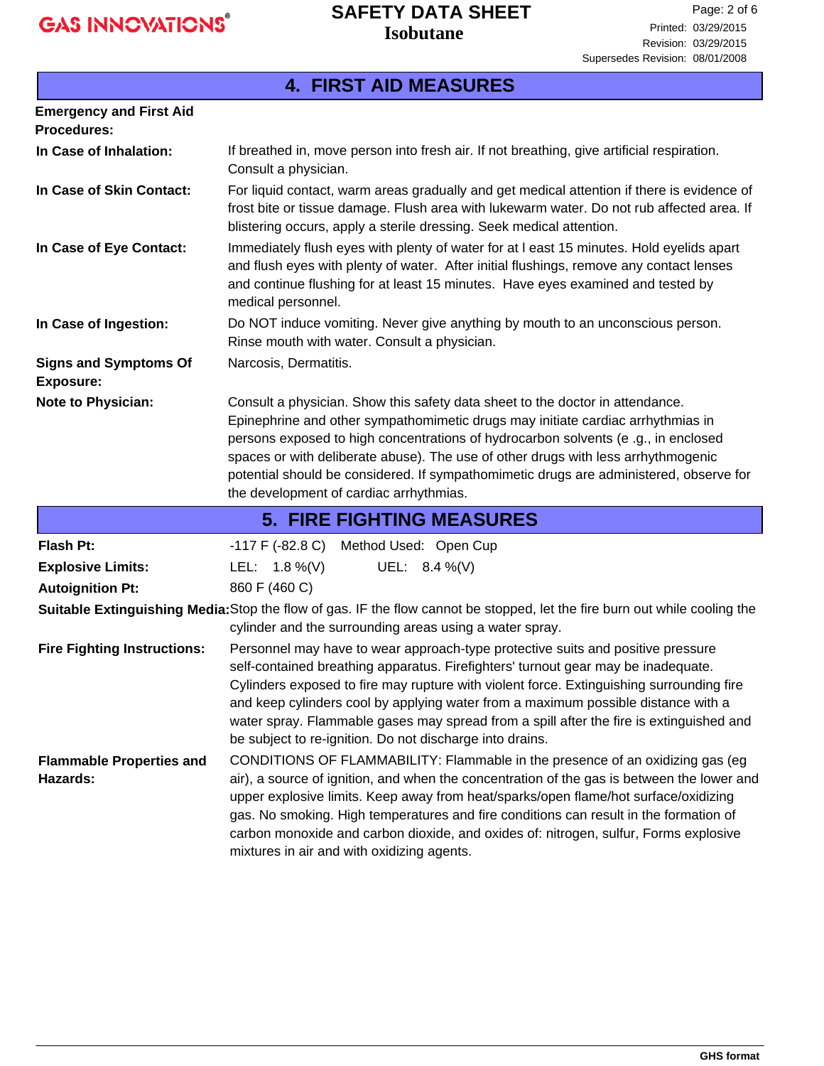## 4. FIRST AID MEASURES

**Emergency and First Aid Procedures:**

**In Case of Inhalation:** If breathed in, move person into fresh air. If not breathing, give artificial respiration. Consult a physician.

**In Case of Skin Contact:** For liquid contact, warm areas gradually and get medical attention if there is evidence of frost bite or tissue damage. Flush area with lukewarm water. Do not rub affected area. If blistering occurs, apply a sterile dressing. Seek medical attention.

**In Case of Eye Contact:** Immediately flush eyes with plenty of water for at l east 15 minutes. Hold eyelids apart and flush eyes with plenty of water. After initial flushings, remove any contact lenses and continue flushing for at least 15 minutes. Have eyes examined and tested by medical personnel.

**In Case of Ingestion:** Do NOT induce vomiting. Never give anything by mouth to an unconscious person. Rinse mouth with water. Consult a physician.

**Signs and Symptoms Of Exposure:** Narcosis, Dermatitis.

**Note to Physician:** Consult a physician. Show this safety data sheet to the doctor in attendance. Epinephrine and other sympathomimetic drugs may initiate cardiac arrhythmias in persons exposed to high concentrations of hydrocarbon solvents (e .g., in enclosed spaces or with deliberate abuse). The use of other drugs with less arrhythmogenic potential should be considered. If sympathomimetic drugs are administered, observe for the development of cardiac arrhythmias.

## 5. FIRE FIGHTING MEASURES

**Flash Pt:** -117 F (-82.8 C) Method Used: Open Cup

**Explosive Limits:** LEL: 1.8 %(V) UEL: 8.4 %(V)

**Autoignition Pt:** 860 F (460 C)

**Suitable Extinguishing Media:** Stop the flow of gas. IF the flow cannot be stopped, let the fire burn out while cooling the cylinder and the surrounding areas using a water spray.

**Fire Fighting Instructions:** Personnel may have to wear approach-type protective suits and positive pressure self-contained breathing apparatus. Firefighters' turnout gear may be inadequate. Cylinders exposed to fire may rupture with violent force. Extinguishing surrounding fire and keep cylinders cool by applying water from a maximum possible distance with a water spray. Flammable gases may spread from a spill after the fire is extinguished and be subject to re-ignition. Do not discharge into drains.

**Flammable Properties and Hazards:** CONDITIONS OF FLAMMABILITY: Flammable in the presence of an oxidizing gas (eg air), a source of ignition, and when the concentration of the gas is between the lower and upper explosive limits. Keep away from heat/sparks/open flame/hot surface/oxidizing gas. No smoking. High temperatures and fire conditions can result in the formation of carbon monoxide and carbon dioxide, and oxides of: nitrogen, sulfur, Forms explosive mixtures in air and with oxidizing agents.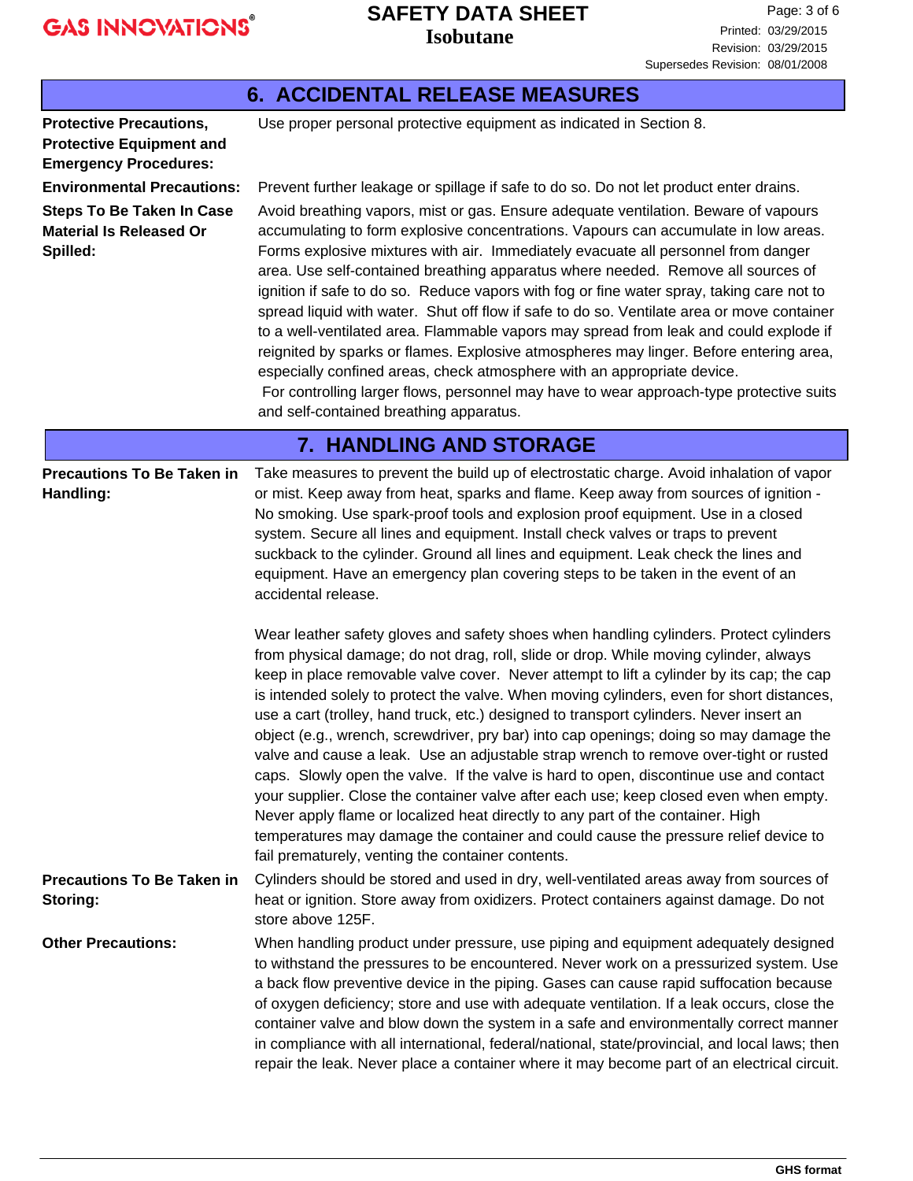## 6. ACCIDENTAL RELEASE MEASURES

**Protective Precautions, Protective Equipment and Emergency Procedures:** Use proper personal protective equipment as indicated in Section 8.

**Environmental Precautions:** Prevent further leakage or spillage if safe to do so. Do not let product enter drains.

**Steps To Be Taken In Case Material Is Released Or Spilled:** Avoid breathing vapors, mist or gas. Ensure adequate ventilation. Beware of vapours accumulating to form explosive concentrations. Vapours can accumulate in low areas. Forms explosive mixtures with air. Immediately evacuate all personnel from danger area. Use self-contained breathing apparatus where needed. Remove all sources of ignition if safe to do so. Reduce vapors with fog or fine water spray, taking care not to spread liquid with water. Shut off flow if safe to do so. Ventilate area or move container to a well-ventilated area. Flammable vapors may spread from leak and could explode if reignited by sparks or flames. Explosive atmospheres may linger. Before entering area, especially confined areas, check atmosphere with an appropriate device.
For controlling larger flows, personnel may have to wear approach-type protective suits and self-contained breathing apparatus.

## 7. HANDLING AND STORAGE

**Precautions To Be Taken in Handling:** Take measures to prevent the build up of electrostatic charge. Avoid inhalation of vapor or mist. Keep away from heat, sparks and flame. Keep away from sources of ignition - No smoking. Use spark-proof tools and explosion proof equipment. Use in a closed system. Secure all lines and equipment. Install check valves or traps to prevent suckback to the cylinder. Ground all lines and equipment. Leak check the lines and equipment. Have an emergency plan covering steps to be taken in the event of an accidental release.

Wear leather safety gloves and safety shoes when handling cylinders. Protect cylinders from physical damage; do not drag, roll, slide or drop. While moving cylinder, always keep in place removable valve cover. Never attempt to lift a cylinder by its cap; the cap is intended solely to protect the valve. When moving cylinders, even for short distances, use a cart (trolley, hand truck, etc.) designed to transport cylinders. Never insert an object (e.g., wrench, screwdriver, pry bar) into cap openings; doing so may damage the valve and cause a leak. Use an adjustable strap wrench to remove over-tight or rusted caps. Slowly open the valve. If the valve is hard to open, discontinue use and contact your supplier. Close the container valve after each use; keep closed even when empty. Never apply flame or localized heat directly to any part of the container. High temperatures may damage the container and could cause the pressure relief device to fail prematurely, venting the container contents.

**Precautions To Be Taken in Storing:** Cylinders should be stored and used in dry, well-ventilated areas away from sources of heat or ignition. Store away from oxidizers. Protect containers against damage. Do not store above 125F.

**Other Precautions:** When handling product under pressure, use piping and equipment adequately designed to withstand the pressures to be encountered. Never work on a pressurized system. Use a back flow preventive device in the piping. Gases can cause rapid suffocation because of oxygen deficiency; store and use with adequate ventilation. If a leak occurs, close the container valve and blow down the system in a safe and environmentally correct manner in compliance with all international, federal/national, state/provincial, and local laws; then repair the leak. Never place a container where it may become part of an electrical circuit.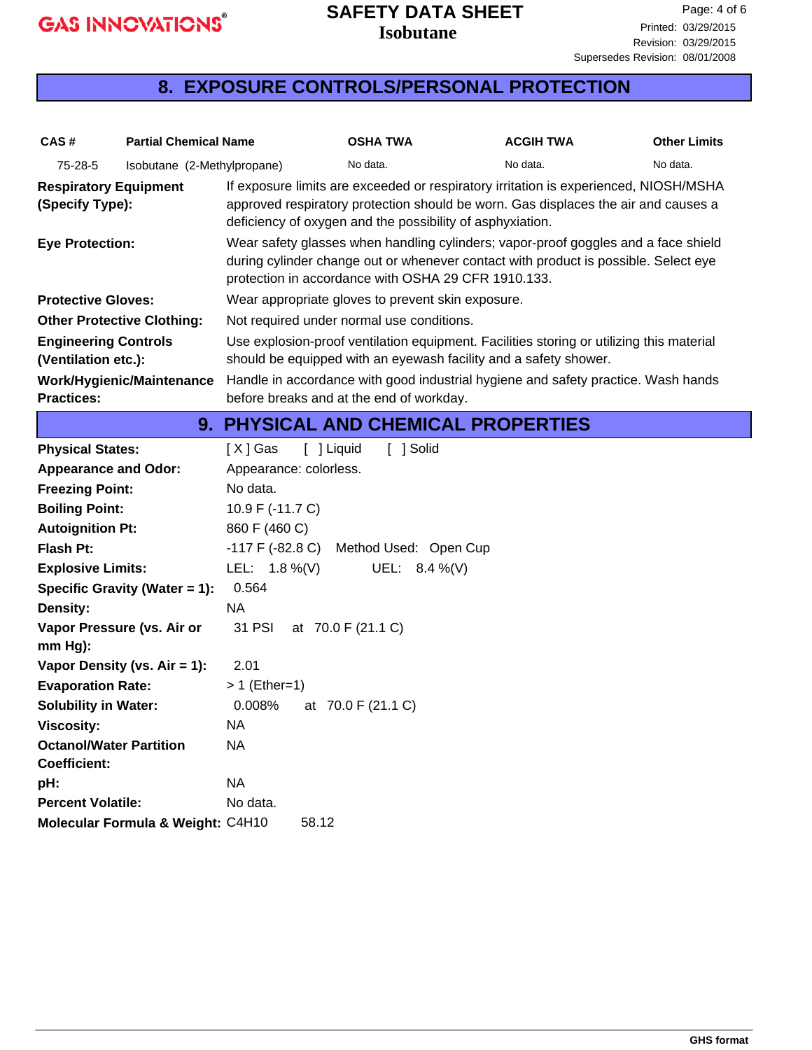## 8. EXPOSURE CONTROLS/PERSONAL PROTECTION

| CAS # | Partial Chemical Name | OSHA TWA | ACGIH TWA | Other Limits |
|---|---|---|---|---|
| 75-28-5 | Isobutane (2-Methylpropane) | No data. | No data. | No data. |

**Respiratory Equipment (Specify Type):** If exposure limits are exceeded or respiratory irritation is experienced, NIOSH/MSHA approved respiratory protection should be worn. Gas displaces the air and causes a deficiency of oxygen and the possibility of asphyxiation.

**Eye Protection:** Wear safety glasses when handling cylinders; vapor-proof goggles and a face shield during cylinder change out or whenever contact with product is possible. Select eye protection in accordance with OSHA 29 CFR 1910.133.

**Protective Gloves:** Wear appropriate gloves to prevent skin exposure.

**Other Protective Clothing:** Not required under normal use conditions.

**Engineering Controls (Ventilation etc.):** Use explosion-proof ventilation equipment. Facilities storing or utilizing this material should be equipped with an eyewash facility and a safety shower.

**Work/Hygienic/Maintenance Practices:** Handle in accordance with good industrial hygiene and safety practice. Wash hands before breaks and at the end of workday.

## 9. PHYSICAL AND CHEMICAL PROPERTIES

**Physical States:** [ X ] Gas [ ] Liquid [ ] Solid

**Appearance and Odor:** Appearance: colorless.

**Freezing Point:** No data.

**Boiling Point:** 10.9 F (-11.7 C)

**Autoignition Pt:** 860 F (460 C)

**Flash Pt:** -117 F (-82.8 C) Method Used: Open Cup

**Explosive Limits:** LEL: 1.8 %(V) UEL: 8.4 %(V)

**Specific Gravity (Water = 1):** 0.564

**Density:** NA

**Vapor Pressure (vs. Air or mm Hg):** 31 PSI at 70.0 F (21.1 C)

**Vapor Density (vs. Air = 1):** 2.01

**Evaporation Rate:** > 1 (Ether=1)

**Solubility in Water:** 0.008% at 70.0 F (21.1 C)

**Viscosity:** NA

**Octanol/Water Partition Coefficient:** NA

**pH:** NA

**Percent Volatile:** No data.

**Molecular Formula & Weight:** $C_4H_{10}$ 58.12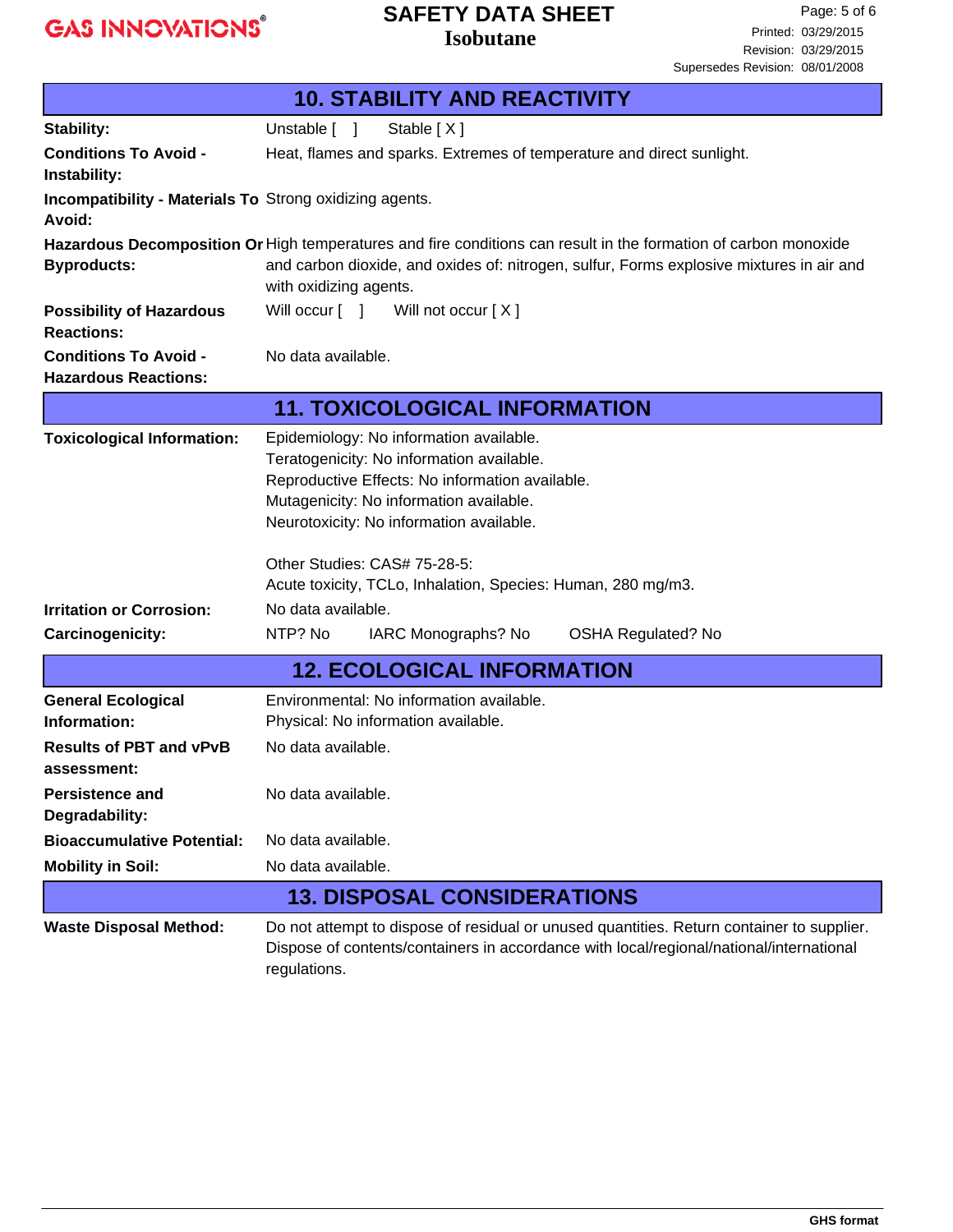## 10. STABILITY AND REACTIVITY

| | |
|---|---|
| **Stability:** | Unstable [ ]      Stable [ X ] |
| **Conditions To Avoid - Instability:** | Heat, flames and sparks. Extremes of temperature and direct sunlight. |
| **Incompatibility - Materials To Avoid:** | Strong oxidizing agents. |
| **Hazardous Decomposition Or Byproducts:** | High temperatures and fire conditions can result in the formation of carbon monoxide and carbon dioxide, and oxides of: nitrogen, sulfur, Forms explosive mixtures in air and with oxidizing agents. |
| **Possibility of Hazardous Reactions:** | Will occur [ ]      Will not occur [ X ] |
| **Conditions To Avoid - Hazardous Reactions:** | No data available. |

## 11. TOXICOLOGICAL INFORMATION

| | |
|---|---|
| **Toxicological Information:** | Epidemiology: No information available.<br>Teratogenicity: No information available.<br>Reproductive Effects: No information available.<br>Mutagenicity: No information available.<br>Neurotoxicity: No information available.<br><br>Other Studies: CAS# 75-28-5:<br>Acute toxicity, TCLo, Inhalation, Species: Human, 280 mg/m3. |
| **Irritation or Corrosion:** | No data available. |
| **Carcinogenicity:** | NTP? No      IARC Monographs? No      OSHA Regulated? No |

## 12. ECOLOGICAL INFORMATION

| | |
|---|---|
| **General Ecological Information:** | Environmental: No information available.<br>Physical: No information available. |
| **Results of PBT and vPvB assessment:** | No data available. |
| **Persistence and Degradability:** | No data available. |
| **Bioaccumulative Potential:** | No data available. |
| **Mobility in Soil:** | No data available. |

## 13. DISPOSAL CONSIDERATIONS

| | |
|---|---|
| **Waste Disposal Method:** | Do not attempt to dispose of residual or unused quantities. Return container to supplier. Dispose of contents/containers in accordance with local/regional/national/international regulations. |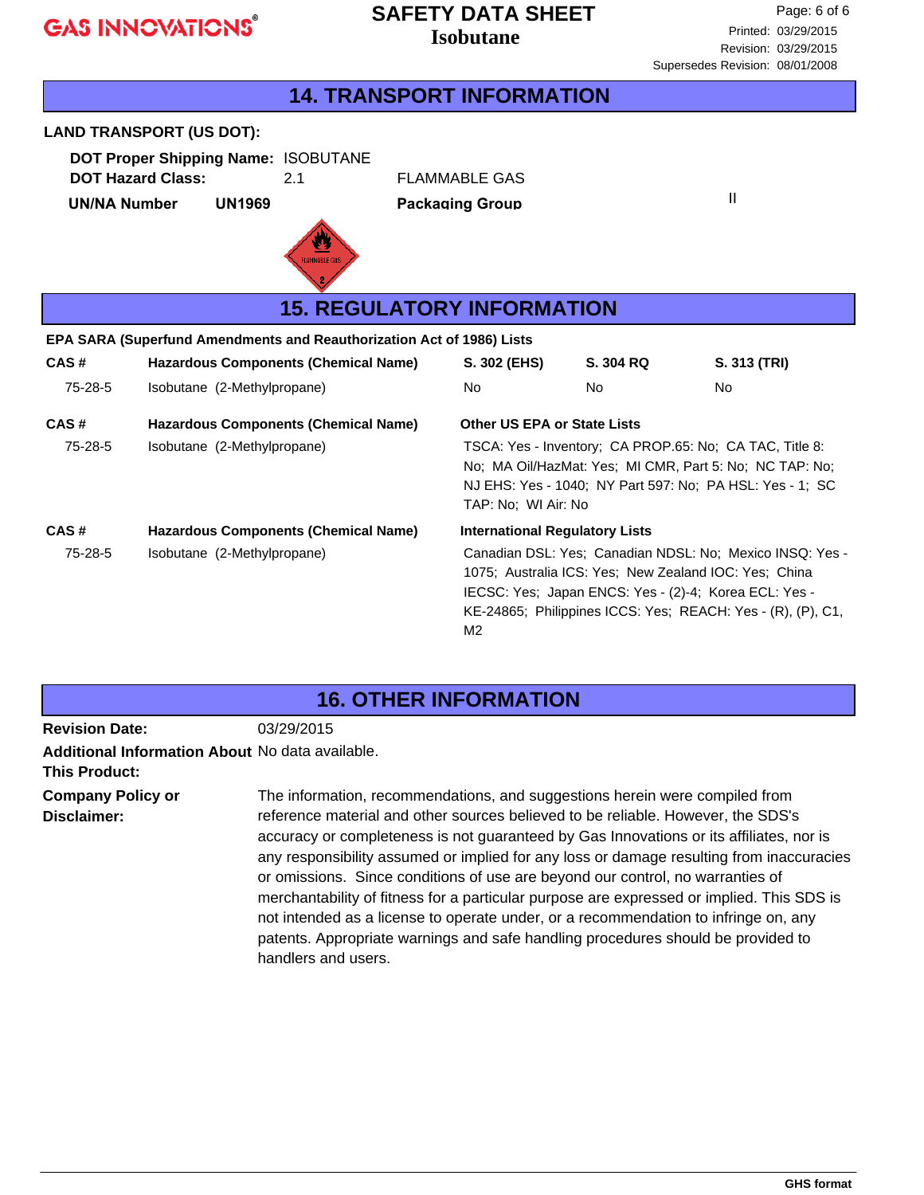## 14. TRANSPORT INFORMATION

**LAND TRANSPORT (US DOT):**

**DOT Proper Shipping Name:** ISOBUTANE

**DOT Hazard Class:** 2.1 FLAMMABLE GAS

**UN/NA Number** **UN1969** **Packaging Group** II

## 15. REGULATORY INFORMATION

**EPA SARA (Superfund Amendments and Reauthorization Act of 1986) Lists**

| CAS # | Hazardous Components (Chemical Name) | S. 302 (EHS) | S. 304 RQ | S. 313 (TRI) |
|---|---|---|---|---|
| 75-28-5 | Isobutane (2-Methylpropane) | No | No | No |

| CAS # | Hazardous Components (Chemical Name) | Other US EPA or State Lists |
|---|---|---|
| 75-28-5 | Isobutane (2-Methylpropane) | TSCA: Yes - Inventory; CA PROP.65: No; CA TAC, Title 8: No; MA Oil/HazMat: Yes; MI CMR, Part 5: No; NC TAP: No; NJ EHS: Yes - 1040; NY Part 597: No; PA HSL: Yes - 1; SC TAP: No; WI Air: No |

| CAS # | Hazardous Components (Chemical Name) | International Regulatory Lists |
|---|---|---|
| 75-28-5 | Isobutane (2-Methylpropane) | Canadian DSL: Yes; Canadian NDSL: No; Mexico INSQ: Yes - 1075; Australia ICS: Yes; New Zealand IOC: Yes; China IECSC: Yes; Japan ENCS: Yes - (2)-4; Korea ECL: Yes - KE-24865; Philippines ICCS: Yes; REACH: Yes - (R), (P), C1, M2 |

## 16. OTHER INFORMATION

**Revision Date:** 03/29/2015

**Additional Information About This Product:** No data available.

**Company Policy or Disclaimer:** The information, recommendations, and suggestions herein were compiled from reference material and other sources believed to be reliable. However, the SDS's accuracy or completeness is not guaranteed by Gas Innovations or its affiliates, nor is any responsibility assumed or implied for any loss or damage resulting from inaccuracies or omissions. Since conditions of use are beyond our control, no warranties of merchantability of fitness for a particular purpose are expressed or implied. This SDS is not intended as a license to operate under, or a recommendation to infringe on, any patents. Appropriate warnings and safe handling procedures should be provided to handlers and users.